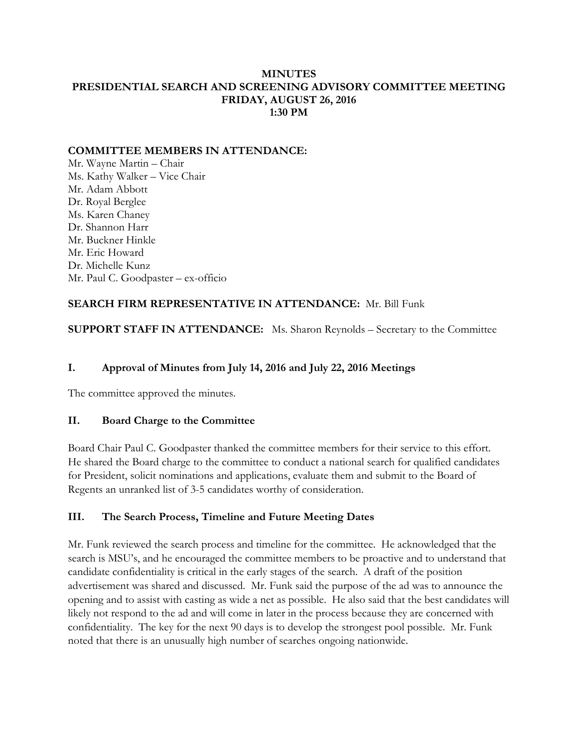# MINUTES
# PRESIDENTIAL SEARCH AND SCREENING ADVISORY COMMITTEE MEETING
# FRIDAY, AUGUST 26, 2016
# 1:30 PM

**COMMITTEE MEMBERS IN ATTENDANCE:**

Mr. Wayne Martin – Chair
Ms. Kathy Walker – Vice Chair
Mr. Adam Abbott
Dr. Royal Berglee
Ms. Karen Chaney
Dr. Shannon Harr
Mr. Buckner Hinkle
Mr. Eric Howard
Dr. Michelle Kunz
Mr. Paul C. Goodpaster – ex-officio

**SEARCH FIRM REPRESENTATIVE IN ATTENDANCE:** Mr. Bill Funk

**SUPPORT STAFF IN ATTENDANCE:** Ms. Sharon Reynolds – Secretary to the Committee

## I. Approval of Minutes from July 14, 2016 and July 22, 2016 Meetings

The committee approved the minutes.

## II. Board Charge to the Committee

Board Chair Paul C. Goodpaster thanked the committee members for their service to this effort. He shared the Board charge to the committee to conduct a national search for qualified candidates for President, solicit nominations and applications, evaluate them and submit to the Board of Regents an unranked list of 3-5 candidates worthy of consideration.

## III. The Search Process, Timeline and Future Meeting Dates

Mr. Funk reviewed the search process and timeline for the committee. He acknowledged that the search is MSU's, and he encouraged the committee members to be proactive and to understand that candidate confidentiality is critical in the early stages of the search. A draft of the position advertisement was shared and discussed. Mr. Funk said the purpose of the ad was to announce the opening and to assist with casting as wide a net as possible. He also said that the best candidates will likely not respond to the ad and will come in later in the process because they are concerned with confidentiality. The key for the next 90 days is to develop the strongest pool possible. Mr. Funk noted that there is an unusually high number of searches ongoing nationwide.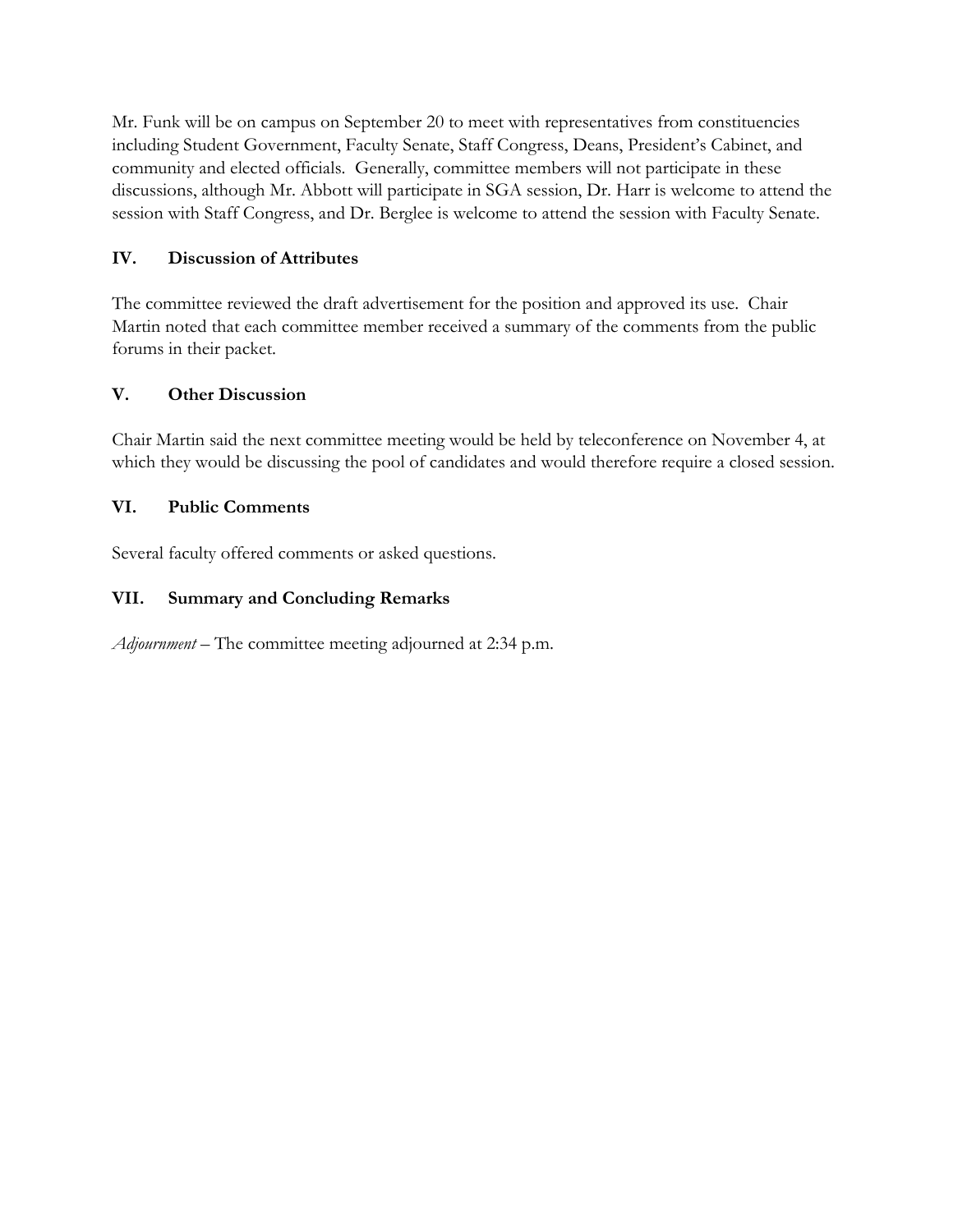Mr. Funk will be on campus on September 20 to meet with representatives from constituencies including Student Government, Faculty Senate, Staff Congress, Deans, President's Cabinet, and community and elected officials. Generally, committee members will not participate in these discussions, although Mr. Abbott will participate in SGA session, Dr. Harr is welcome to attend the session with Staff Congress, and Dr. Berglee is welcome to attend the session with Faculty Senate.

## IV. Discussion of Attributes

The committee reviewed the draft advertisement for the position and approved its use. Chair Martin noted that each committee member received a summary of the comments from the public forums in their packet.

## V. Other Discussion

Chair Martin said the next committee meeting would be held by teleconference on November 4, at which they would be discussing the pool of candidates and would therefore require a closed session.

## VI. Public Comments

Several faculty offered comments or asked questions.

## VII. Summary and Concluding Remarks

*Adjournment* – The committee meeting adjourned at 2:34 p.m.